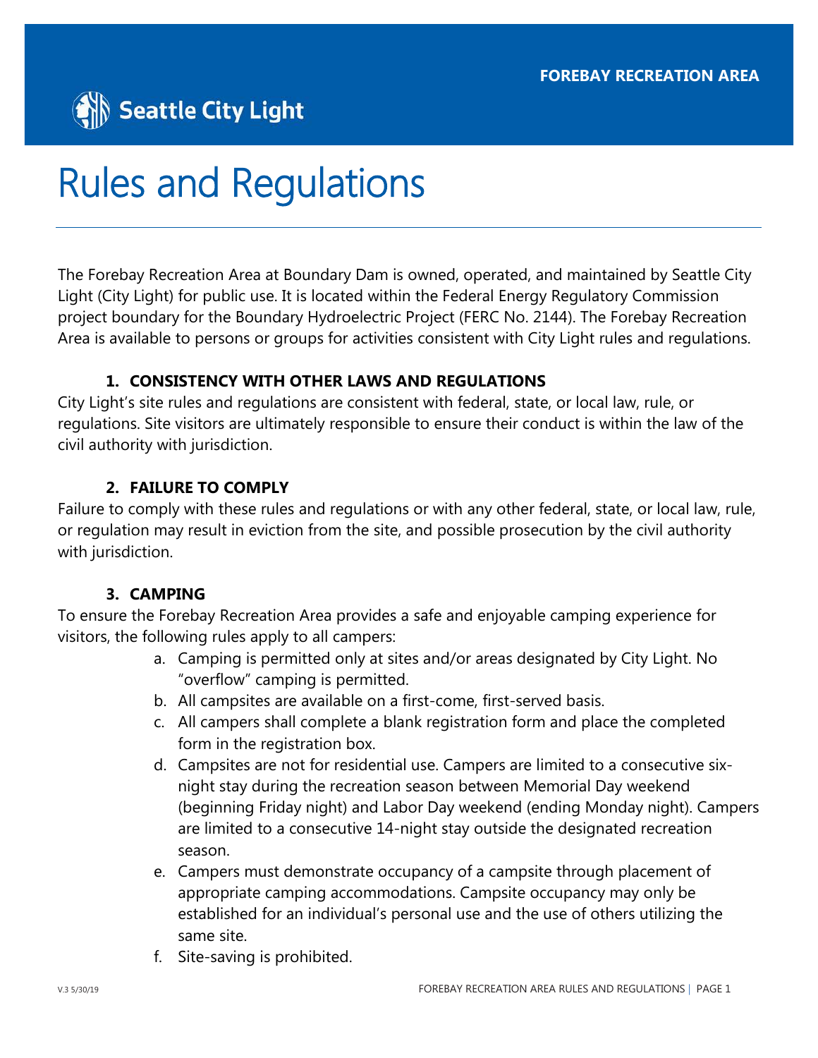FOREBAY RECREATION AREA

Seattle City Light

# Rules and Regulations

The Forebay Recreation Area at Boundary Dam is owned, operated, and maintained by Seattle City Light (City Light) for public use. It is located within the Federal Energy Regulatory Commission project boundary for the Boundary Hydroelectric Project (FERC No. 2144). The Forebay Recreation Area is available to persons or groups for activities consistent with City Light rules and regulations.

### 1. CONSISTENCY WITH OTHER LAWS AND REGULATIONS

City Light's site rules and regulations are consistent with federal, state, or local law, rule, or regulations. Site visitors are ultimately responsible to ensure their conduct is within the law of the civil authority with jurisdiction.

### 2. FAILURE TO COMPLY

Failure to comply with these rules and regulations or with any other federal, state, or local law, rule, or regulation may result in eviction from the site, and possible prosecution by the civil authority with jurisdiction.

### 3. CAMPING

To ensure the Forebay Recreation Area provides a safe and enjoyable camping experience for visitors, the following rules apply to all campers:

a. Camping is permitted only at sites and/or areas designated by City Light. No "overflow" camping is permitted.

b. All campsites are available on a first-come, first-served basis.

c. All campers shall complete a blank registration form and place the completed form in the registration box.

d. Campsites are not for residential use. Campers are limited to a consecutive six-night stay during the recreation season between Memorial Day weekend (beginning Friday night) and Labor Day weekend (ending Monday night). Campers are limited to a consecutive 14-night stay outside the designated recreation season.

e. Campers must demonstrate occupancy of a campsite through placement of appropriate camping accommodations. Campsite occupancy may only be established for an individual's personal use and the use of others utilizing the same site.

f. Site-saving is prohibited.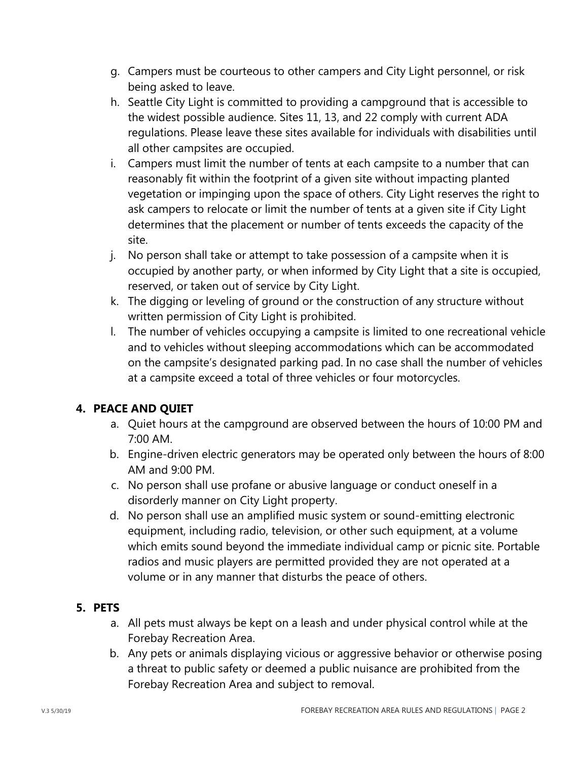g. Campers must be courteous to other campers and City Light personnel, or risk being asked to leave.
h. Seattle City Light is committed to providing a campground that is accessible to the widest possible audience. Sites 11, 13, and 22 comply with current ADA regulations. Please leave these sites available for individuals with disabilities until all other campsites are occupied.
i. Campers must limit the number of tents at each campsite to a number that can reasonably fit within the footprint of a given site without impacting planted vegetation or impinging upon the space of others. City Light reserves the right to ask campers to relocate or limit the number of tents at a given site if City Light determines that the placement or number of tents exceeds the capacity of the site.
j. No person shall take or attempt to take possession of a campsite when it is occupied by another party, or when informed by City Light that a site is occupied, reserved, or taken out of service by City Light.
k. The digging or leveling of ground or the construction of any structure without written permission of City Light is prohibited.
l. The number of vehicles occupying a campsite is limited to one recreational vehicle and to vehicles without sleeping accommodations which can be accommodated on the campsite's designated parking pad. In no case shall the number of vehicles at a campsite exceed a total of three vehicles or four motorcycles.

## 4. PEACE AND QUIET

a. Quiet hours at the campground are observed between the hours of 10:00 PM and 7:00 AM.
b. Engine-driven electric generators may be operated only between the hours of 8:00 AM and 9:00 PM.
c. No person shall use profane or abusive language or conduct oneself in a disorderly manner on City Light property.
d. No person shall use an amplified music system or sound-emitting electronic equipment, including radio, television, or other such equipment, at a volume which emits sound beyond the immediate individual camp or picnic site. Portable radios and music players are permitted provided they are not operated at a volume or in any manner that disturbs the peace of others.

## 5. PETS

a. All pets must always be kept on a leash and under physical control while at the Forebay Recreation Area.
b. Any pets or animals displaying vicious or aggressive behavior or otherwise posing a threat to public safety or deemed a public nuisance are prohibited from the Forebay Recreation Area and subject to removal.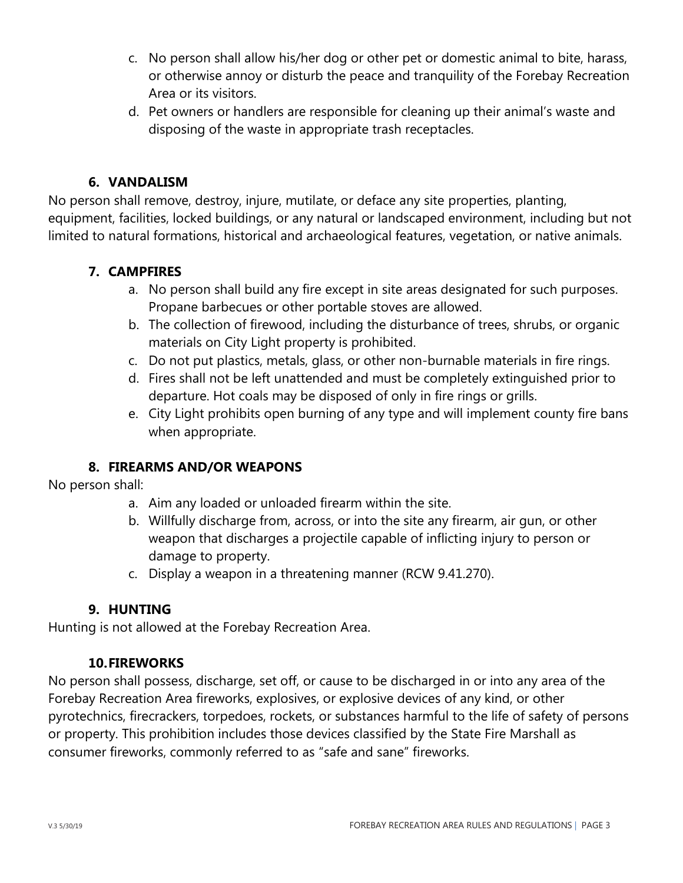c. No person shall allow his/her dog or other pet or domestic animal to bite, harass, or otherwise annoy or disturb the peace and tranquility of the Forebay Recreation Area or its visitors.
d. Pet owners or handlers are responsible for cleaning up their animal's waste and disposing of the waste in appropriate trash receptacles.

### 6. VANDALISM

No person shall remove, destroy, injure, mutilate, or deface any site properties, planting, equipment, facilities, locked buildings, or any natural or landscaped environment, including but not limited to natural formations, historical and archaeological features, vegetation, or native animals.

### 7. CAMPFIRES

a. No person shall build any fire except in site areas designated for such purposes. Propane barbecues or other portable stoves are allowed.
b. The collection of firewood, including the disturbance of trees, shrubs, or organic materials on City Light property is prohibited.
c. Do not put plastics, metals, glass, or other non-burnable materials in fire rings.
d. Fires shall not be left unattended and must be completely extinguished prior to departure. Hot coals may be disposed of only in fire rings or grills.
e. City Light prohibits open burning of any type and will implement county fire bans when appropriate.

### 8. FIREARMS AND/OR WEAPONS

No person shall:

a. Aim any loaded or unloaded firearm within the site.
b. Willfully discharge from, across, or into the site any firearm, air gun, or other weapon that discharges a projectile capable of inflicting injury to person or damage to property.
c. Display a weapon in a threatening manner (RCW 9.41.270).

### 9. HUNTING

Hunting is not allowed at the Forebay Recreation Area.

### 10. FIREWORKS

No person shall possess, discharge, set off, or cause to be discharged in or into any area of the Forebay Recreation Area fireworks, explosives, or explosive devices of any kind, or other pyrotechnics, firecrackers, torpedoes, rockets, or substances harmful to the life of safety of persons or property. This prohibition includes those devices classified by the State Fire Marshall as consumer fireworks, commonly referred to as "safe and sane" fireworks.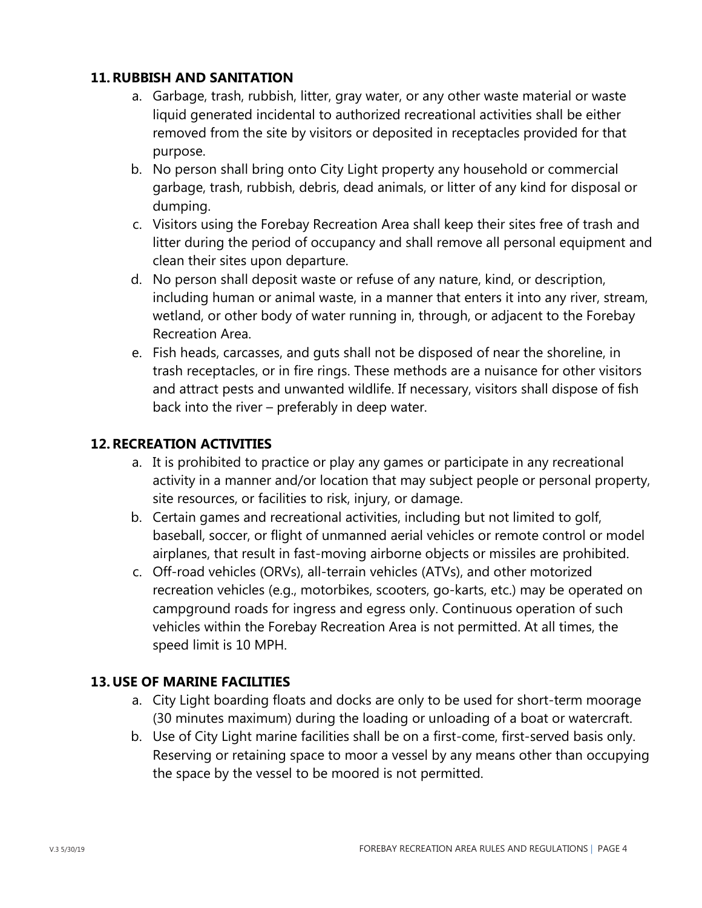## 11. RUBBISH AND SANITATION

a. Garbage, trash, rubbish, litter, gray water, or any other waste material or waste liquid generated incidental to authorized recreational activities shall be either removed from the site by visitors or deposited in receptacles provided for that purpose.

b. No person shall bring onto City Light property any household or commercial garbage, trash, rubbish, debris, dead animals, or litter of any kind for disposal or dumping.

c. Visitors using the Forebay Recreation Area shall keep their sites free of trash and litter during the period of occupancy and shall remove all personal equipment and clean their sites upon departure.

d. No person shall deposit waste or refuse of any nature, kind, or description, including human or animal waste, in a manner that enters it into any river, stream, wetland, or other body of water running in, through, or adjacent to the Forebay Recreation Area.

e. Fish heads, carcasses, and guts shall not be disposed of near the shoreline, in trash receptacles, or in fire rings. These methods are a nuisance for other visitors and attract pests and unwanted wildlife. If necessary, visitors shall dispose of fish back into the river – preferably in deep water.

## 12. RECREATION ACTIVITIES

a. It is prohibited to practice or play any games or participate in any recreational activity in a manner and/or location that may subject people or personal property, site resources, or facilities to risk, injury, or damage.

b. Certain games and recreational activities, including but not limited to golf, baseball, soccer, or flight of unmanned aerial vehicles or remote control or model airplanes, that result in fast-moving airborne objects or missiles are prohibited.

c. Off-road vehicles (ORVs), all-terrain vehicles (ATVs), and other motorized recreation vehicles (e.g., motorbikes, scooters, go-karts, etc.) may be operated on campground roads for ingress and egress only. Continuous operation of such vehicles within the Forebay Recreation Area is not permitted. At all times, the speed limit is 10 MPH.

## 13. USE OF MARINE FACILITIES

a. City Light boarding floats and docks are only to be used for short-term moorage (30 minutes maximum) during the loading or unloading of a boat or watercraft.

b. Use of City Light marine facilities shall be on a first-come, first-served basis only. Reserving or retaining space to moor a vessel by any means other than occupying the space by the vessel to be moored is not permitted.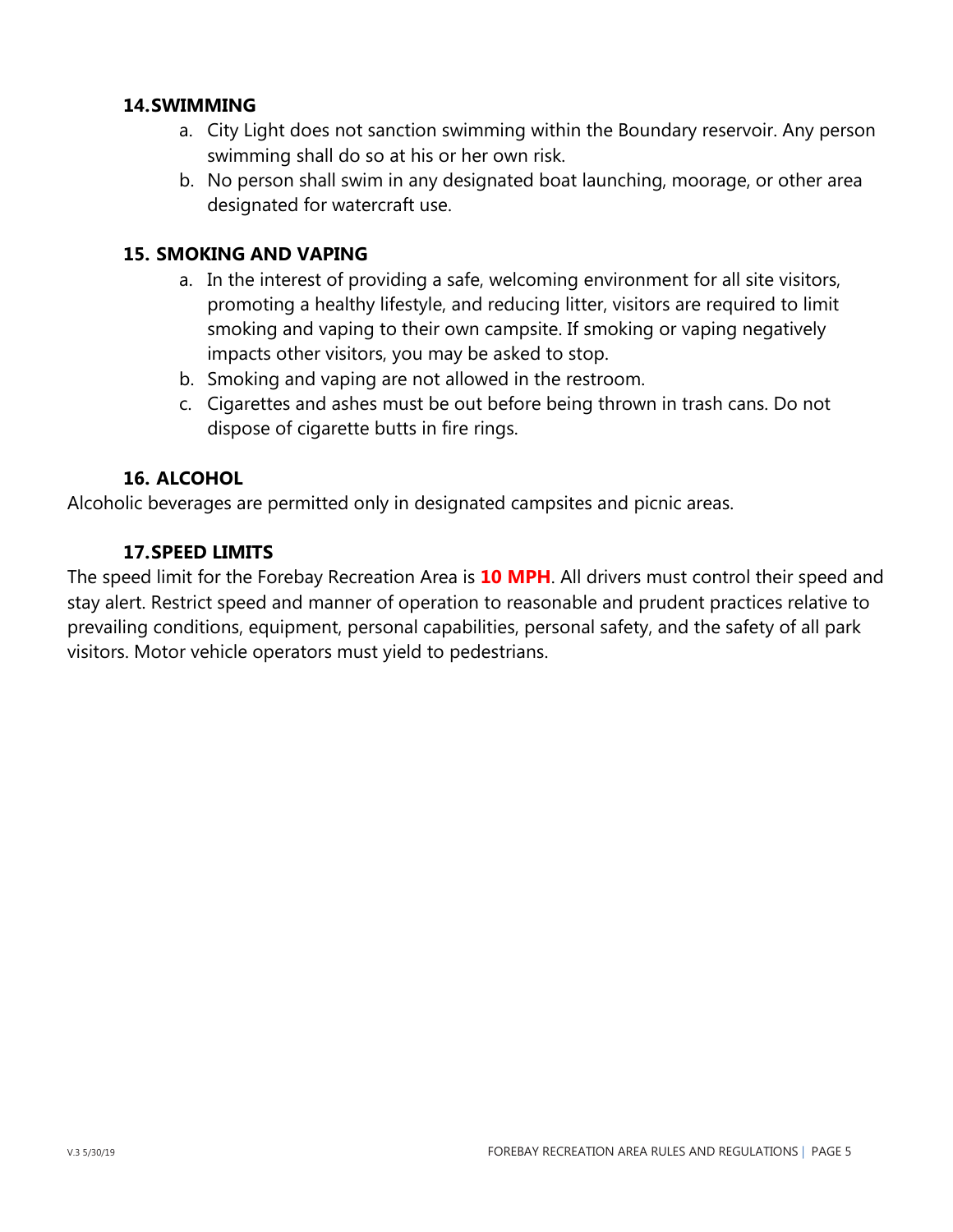### 14. SWIMMING

a. City Light does not sanction swimming within the Boundary reservoir. Any person swimming shall do so at his or her own risk.
b. No person shall swim in any designated boat launching, moorage, or other area designated for watercraft use.

### 15. SMOKING AND VAPING

a. In the interest of providing a safe, welcoming environment for all site visitors, promoting a healthy lifestyle, and reducing litter, visitors are required to limit smoking and vaping to their own campsite. If smoking or vaping negatively impacts other visitors, you may be asked to stop.
b. Smoking and vaping are not allowed in the restroom.
c. Cigarettes and ashes must be out before being thrown in trash cans. Do not dispose of cigarette butts in fire rings.

### 16. ALCOHOL

Alcoholic beverages are permitted only in designated campsites and picnic areas.

### 17. SPEED LIMITS

The speed limit for the Forebay Recreation Area is **10 MPH**. All drivers must control their speed and stay alert. Restrict speed and manner of operation to reasonable and prudent practices relative to prevailing conditions, equipment, personal capabilities, personal safety, and the safety of all park visitors. Motor vehicle operators must yield to pedestrians.